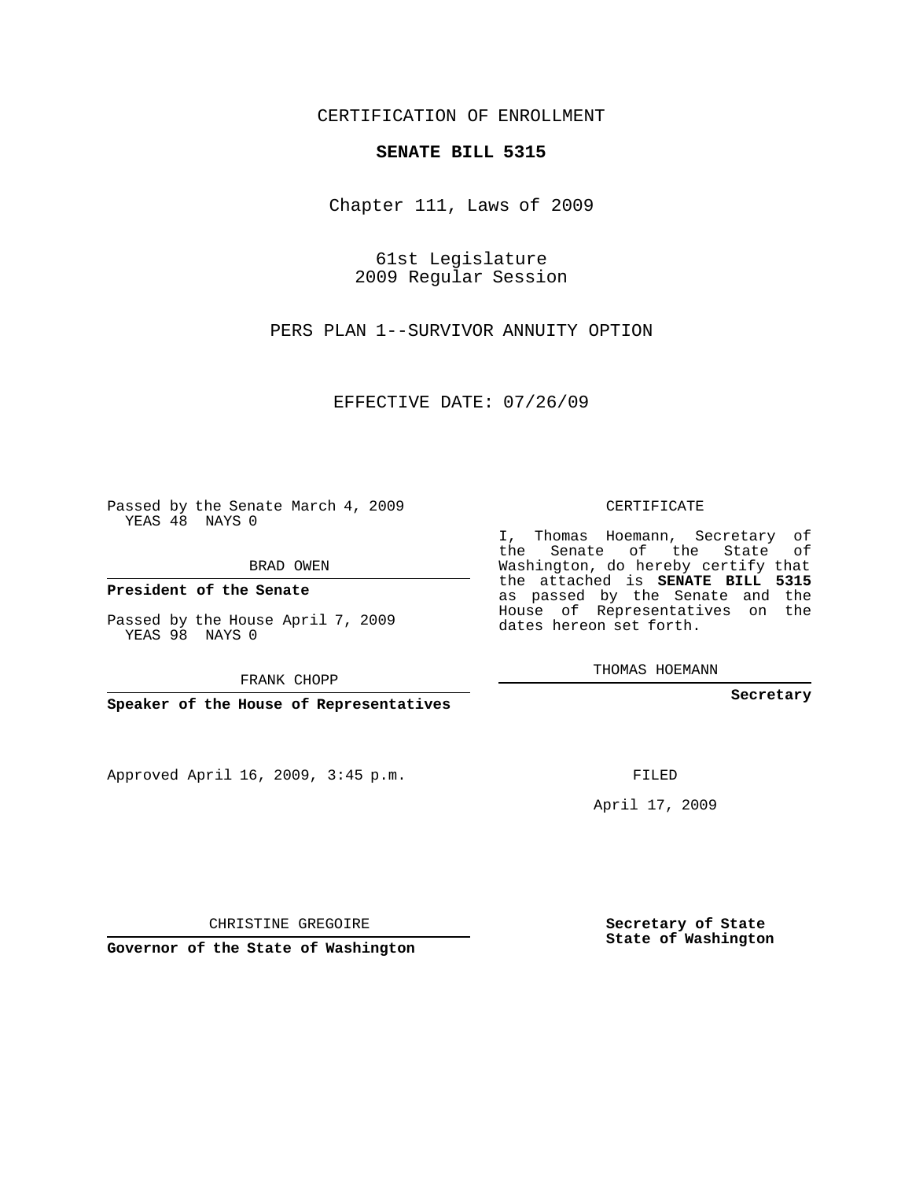CERTIFICATION OF ENROLLMENT

**SENATE BILL 5315**

Chapter 111, Laws of 2009

61st Legislature
2009 Regular Session

PERS PLAN 1--SURVIVOR ANNUITY OPTION

EFFECTIVE DATE: 07/26/09

Passed by the Senate March 4, 2009
YEAS 48 NAYS 0

BRAD OWEN

**President of the Senate**

Passed by the House April 7, 2009
YEAS 98 NAYS 0

FRANK CHOPP

**Speaker of the House of Representatives**

CERTIFICATE

I, Thomas Hoemann, Secretary of the Senate of the State of Washington, do hereby certify that the attached is **SENATE BILL 5315** as passed by the Senate and the House of Representatives on the dates hereon set forth.

THOMAS HOEMANN

**Secretary**

Approved April 16, 2009, 3:45 p.m.

FILED

April 17, 2009

CHRISTINE GREGOIRE

**Governor of the State of Washington**

**Secretary of State**
**State of Washington**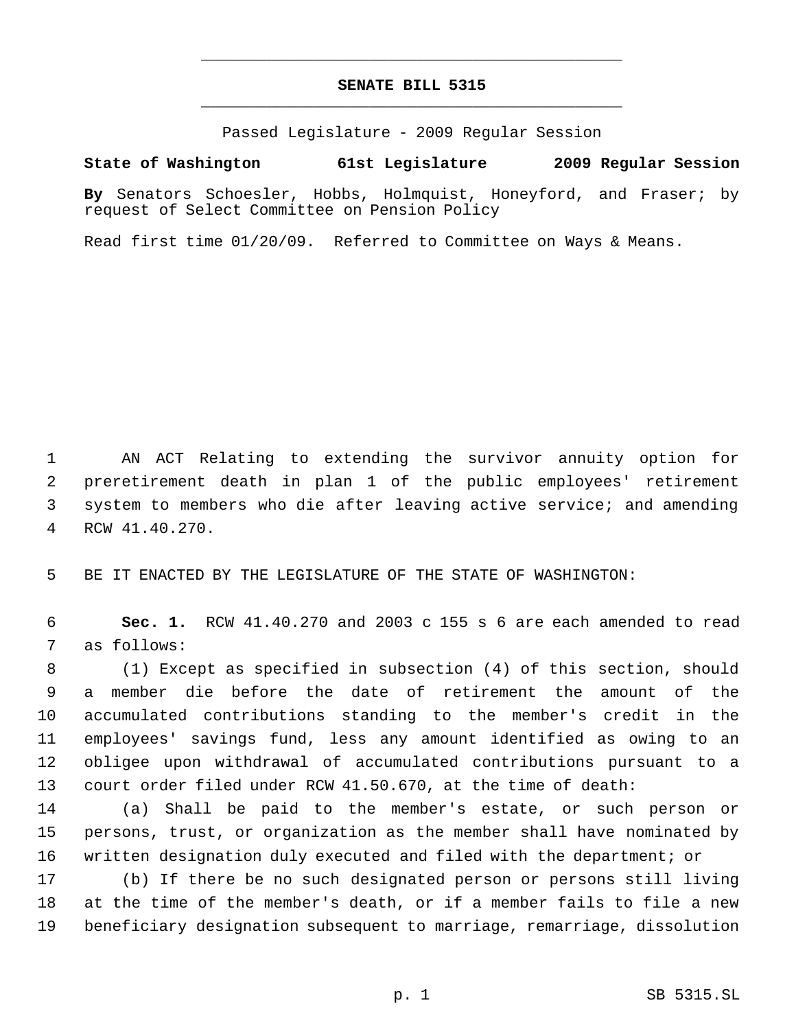# SENATE BILL 5315

Passed Legislature - 2009 Regular Session

**State of Washington 61st Legislature 2009 Regular Session**

**By** Senators Schoesler, Hobbs, Holmquist, Honeyford, and Fraser; by request of Select Committee on Pension Policy

Read first time 01/20/09. Referred to Committee on Ways & Means.

AN ACT Relating to extending the survivor annuity option for preretirement death in plan 1 of the public employees' retirement system to members who die after leaving active service; and amending RCW 41.40.270.

BE IT ENACTED BY THE LEGISLATURE OF THE STATE OF WASHINGTON:

**Sec. 1.** RCW 41.40.270 and 2003 c 155 s 6 are each amended to read as follows:

(1) Except as specified in subsection (4) of this section, should a member die before the date of retirement the amount of the accumulated contributions standing to the member's credit in the employees' savings fund, less any amount identified as owing to an obligee upon withdrawal of accumulated contributions pursuant to a court order filed under RCW 41.50.670, at the time of death:

(a) Shall be paid to the member's estate, or such person or persons, trust, or organization as the member shall have nominated by written designation duly executed and filed with the department; or

(b) If there be no such designated person or persons still living at the time of the member's death, or if a member fails to file a new beneficiary designation subsequent to marriage, remarriage, dissolution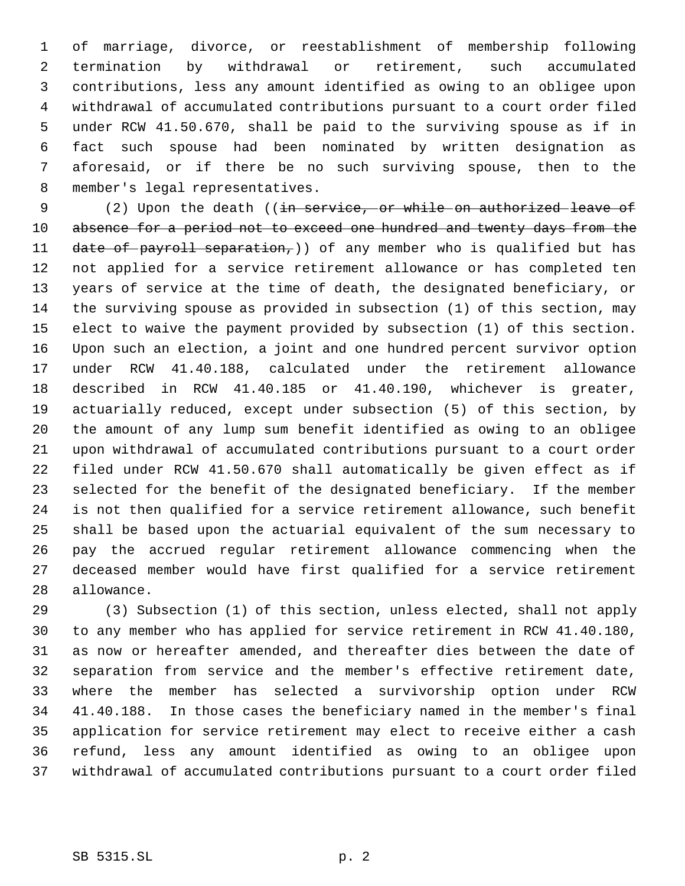of marriage, divorce, or reestablishment of membership following termination by withdrawal or retirement, such accumulated contributions, less any amount identified as owing to an obligee upon withdrawal of accumulated contributions pursuant to a court order filed under RCW 41.50.670, shall be paid to the surviving spouse as if in fact such spouse had been nominated by written designation as aforesaid, or if there be no such surviving spouse, then to the member's legal representatives.

(2) Upon the death ((~~in service, or while on authorized leave of absence for a period not to exceed one hundred and twenty days from the date of payroll separation,~~)) of any member who is qualified but has not applied for a service retirement allowance or has completed ten years of service at the time of death, the designated beneficiary, or the surviving spouse as provided in subsection (1) of this section, may elect to waive the payment provided by subsection (1) of this section. Upon such an election, a joint and one hundred percent survivor option under RCW 41.40.188, calculated under the retirement allowance described in RCW 41.40.185 or 41.40.190, whichever is greater, actuarially reduced, except under subsection (5) of this section, by the amount of any lump sum benefit identified as owing to an obligee upon withdrawal of accumulated contributions pursuant to a court order filed under RCW 41.50.670 shall automatically be given effect as if selected for the benefit of the designated beneficiary. If the member is not then qualified for a service retirement allowance, such benefit shall be based upon the actuarial equivalent of the sum necessary to pay the accrued regular retirement allowance commencing when the deceased member would have first qualified for a service retirement allowance.

(3) Subsection (1) of this section, unless elected, shall not apply to any member who has applied for service retirement in RCW 41.40.180, as now or hereafter amended, and thereafter dies between the date of separation from service and the member's effective retirement date, where the member has selected a survivorship option under RCW 41.40.188. In those cases the beneficiary named in the member's final application for service retirement may elect to receive either a cash refund, less any amount identified as owing to an obligee upon withdrawal of accumulated contributions pursuant to a court order filed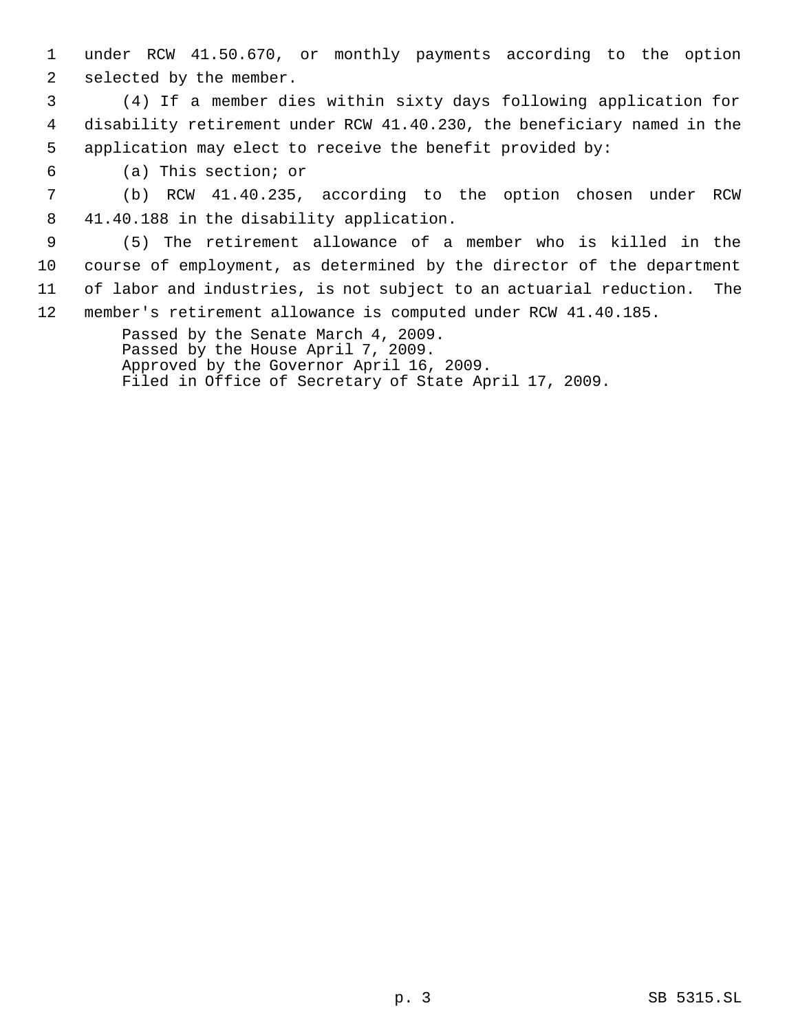under RCW 41.50.670, or monthly payments according to the option selected by the member.

(4) If a member dies within sixty days following application for disability retirement under RCW 41.40.230, the beneficiary named in the application may elect to receive the benefit provided by:

(a) This section; or

(b) RCW 41.40.235, according to the option chosen under RCW 41.40.188 in the disability application.

(5) The retirement allowance of a member who is killed in the course of employment, as determined by the director of the department of labor and industries, is not subject to an actuarial reduction. The member's retirement allowance is computed under RCW 41.40.185.

Passed by the Senate March 4, 2009.
Passed by the House April 7, 2009.
Approved by the Governor April 16, 2009.
Filed in Office of Secretary of State April 17, 2009.